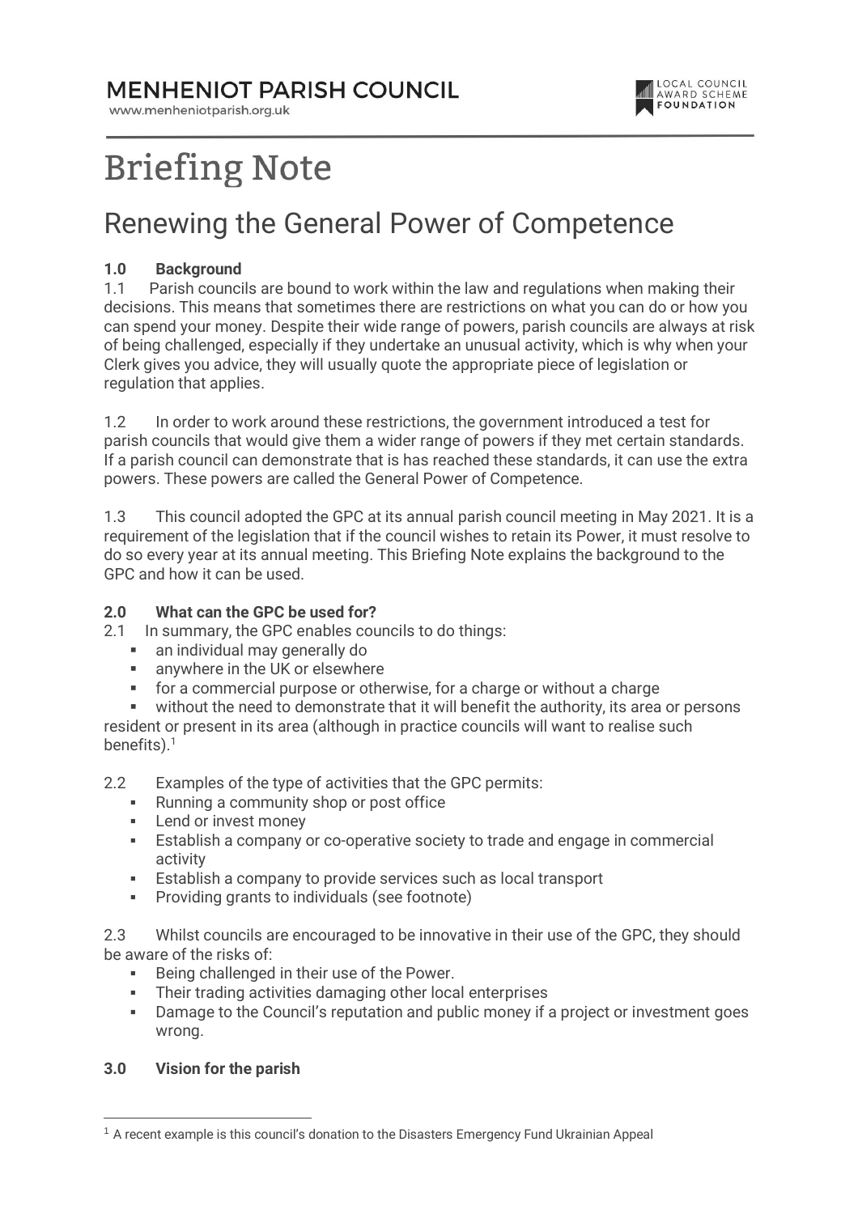# MENHENIOT PARISH COUNCIL

www.menheniotparish.org.uk

LOCAL COUNCIL AWARD SCHEME FOUNDATION

# Briefing Note

## Renewing the General Power of Competence

### 1.0 Background

1.1 Parish councils are bound to work within the law and regulations when making their decisions. This means that sometimes there are restrictions on what you can do or how you can spend your money. Despite their wide range of powers, parish councils are always at risk of being challenged, especially if they undertake an unusual activity, which is why when your Clerk gives you advice, they will usually quote the appropriate piece of legislation or regulation that applies.

1.2 In order to work around these restrictions, the government introduced a test for parish councils that would give them a wider range of powers if they met certain standards. If a parish council can demonstrate that is has reached these standards, it can use the extra powers. These powers are called the General Power of Competence.

1.3 This council adopted the GPC at its annual parish council meeting in May 2021. It is a requirement of the legislation that if the council wishes to retain its Power, it must resolve to do so every year at its annual meeting. This Briefing Note explains the background to the GPC and how it can be used.

### 2.0 What can the GPC be used for?

2.1 In summary, the GPC enables councils to do things:

- an individual may generally do
- anywhere in the UK or elsewhere
- for a commercial purpose or otherwise, for a charge or without a charge
- without the need to demonstrate that it will benefit the authority, its area or persons resident or present in its area (although in practice councils will want to realise such benefits).[1]

2.2 Examples of the type of activities that the GPC permits:

- Running a community shop or post office
- Lend or invest money
- Establish a company or co-operative society to trade and engage in commercial activity
- Establish a company to provide services such as local transport
- Providing grants to individuals (see footnote)

2.3 Whilst councils are encouraged to be innovative in their use of the GPC, they should be aware of the risks of:

- Being challenged in their use of the Power.
- Their trading activities damaging other local enterprises
- Damage to the Council's reputation and public money if a project or investment goes wrong.

### 3.0 Vision for the parish

[1] A recent example is this council's donation to the Disasters Emergency Fund Ukrainian Appeal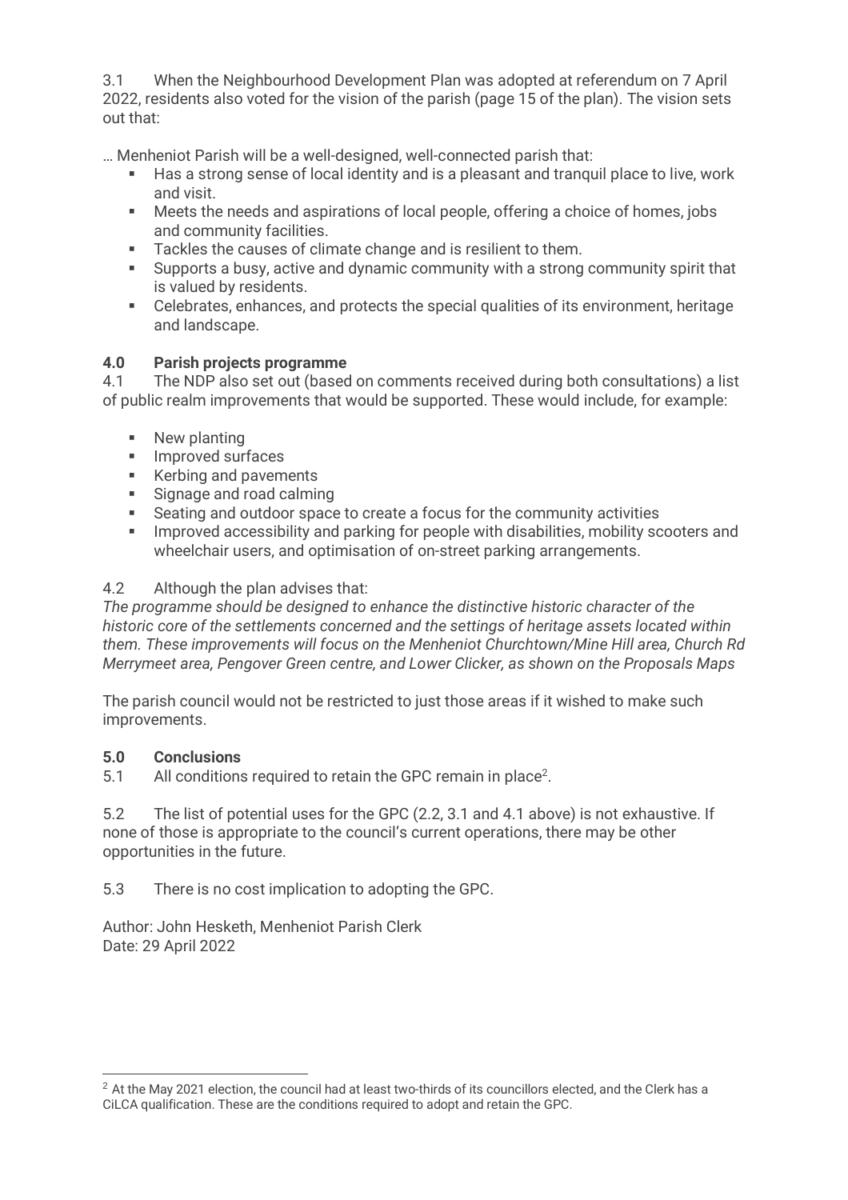3.1 When the Neighbourhood Development Plan was adopted at referendum on 7 April 2022, residents also voted for the vision of the parish (page 15 of the plan). The vision sets out that:

… Menheniot Parish will be a well-designed, well-connected parish that:

- Has a strong sense of local identity and is a pleasant and tranquil place to live, work and visit.
- Meets the needs and aspirations of local people, offering a choice of homes, jobs and community facilities.
- Tackles the causes of climate change and is resilient to them.
- Supports a busy, active and dynamic community with a strong community spirit that is valued by residents.
- Celebrates, enhances, and protects the special qualities of its environment, heritage and landscape.

## 4.0 Parish projects programme

4.1 The NDP also set out (based on comments received during both consultations) a list of public realm improvements that would be supported. These would include, for example:

- New planting
- Improved surfaces
- Kerbing and pavements
- Signage and road calming
- Seating and outdoor space to create a focus for the community activities
- Improved accessibility and parking for people with disabilities, mobility scooters and wheelchair users, and optimisation of on-street parking arrangements.

4.2 Although the plan advises that:

*The programme should be designed to enhance the distinctive historic character of the historic core of the settlements concerned and the settings of heritage assets located within them. These improvements will focus on the Menheniot Churchtown/Mine Hill area, Church Rd Merrymeet area, Pengover Green centre, and Lower Clicker, as shown on the Proposals Maps*

The parish council would not be restricted to just those areas if it wished to make such improvements.

## 5.0 Conclusions

5.1 All conditions required to retain the GPC remain in place[2].

5.2 The list of potential uses for the GPC (2.2, 3.1 and 4.1 above) is not exhaustive. If none of those is appropriate to the council's current operations, there may be other opportunities in the future.

5.3 There is no cost implication to adopting the GPC.

Author: John Hesketh, Menheniot Parish Clerk
Date: 29 April 2022

[2] At the May 2021 election, the council had at least two-thirds of its councillors elected, and the Clerk has a CiLCA qualification. These are the conditions required to adopt and retain the GPC.